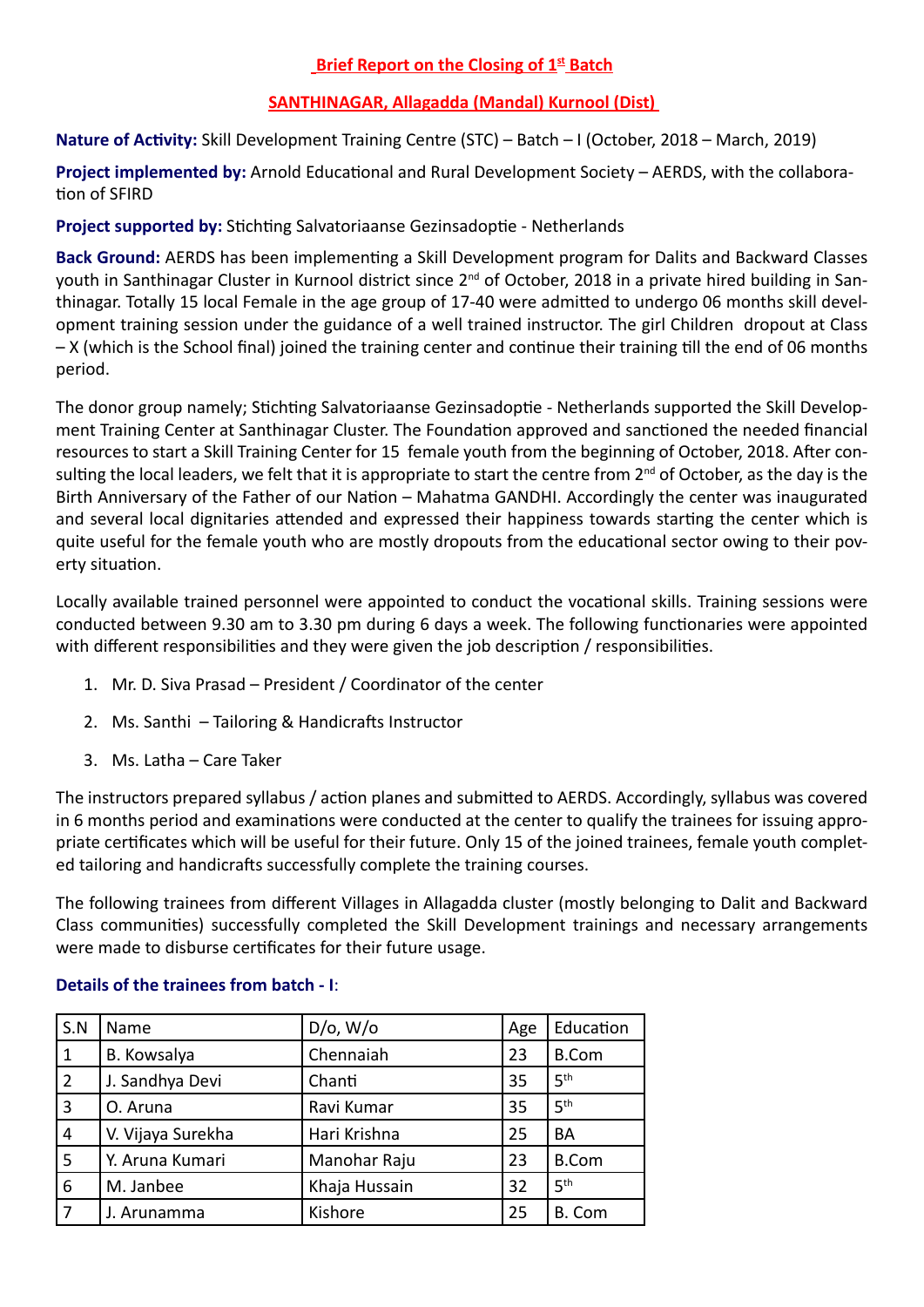# Brief Report on the Closing of 1st Batch

## SANTHINAGAR, Allagadda (Mandal) Kurnool (Dist)

**Nature of Activity:** Skill Development Training Centre (STC) – Batch – I (October, 2018 – March, 2019)

**Project implemented by:** Arnold Educational and Rural Development Society – AERDS, with the collaboration of SFIRD

**Project supported by:** Stichting Salvatoriaanse Gezinsadoptie - Netherlands

**Back Ground:** AERDS has been implementing a Skill Development program for Dalits and Backward Classes youth in Santhinagar Cluster in Kurnool district since 2nd of October, 2018 in a private hired building in Santhinagar. Totally 15 local Female in the age group of 17-40 were admitted to undergo 06 months skill development training session under the guidance of a well trained instructor. The girl Children dropout at Class – X (which is the School final) joined the training center and continue their training till the end of 06 months period.

The donor group namely; Stichting Salvatoriaanse Gezinsadoptie - Netherlands supported the Skill Development Training Center at Santhinagar Cluster. The Foundation approved and sanctioned the needed financial resources to start a Skill Training Center for 15 female youth from the beginning of October, 2018. After consulting the local leaders, we felt that it is appropriate to start the centre from 2nd of October, as the day is the Birth Anniversary of the Father of our Nation – Mahatma GANDHI. Accordingly the center was inaugurated and several local dignitaries attended and expressed their happiness towards starting the center which is quite useful for the female youth who are mostly dropouts from the educational sector owing to their poverty situation.

Locally available trained personnel were appointed to conduct the vocational skills. Training sessions were conducted between 9.30 am to 3.30 pm during 6 days a week. The following functionaries were appointed with different responsibilities and they were given the job description / responsibilities.

1. Mr. D. Siva Prasad – President / Coordinator of the center
2. Ms. Santhi – Tailoring & Handicrafts Instructor
3. Ms. Latha – Care Taker

The instructors prepared syllabus / action planes and submitted to AERDS. Accordingly, syllabus was covered in 6 months period and examinations were conducted at the center to qualify the trainees for issuing appropriate certificates which will be useful for their future. Only 15 of the joined trainees, female youth completed tailoring and handicrafts successfully complete the training courses.

The following trainees from different Villages in Allagadda cluster (mostly belonging to Dalit and Backward Class communities) successfully completed the Skill Development trainings and necessary arrangements were made to disburse certificates for their future usage.

**Details of the trainees from batch - I**:

| S.N | Name | D/o, W/o | Age | Education |
|---|---|---|---|---|
| 1 | B. Kowsalya | Chennaiah | 23 | B.Com |
| 2 | J. Sandhya Devi | Chanti | 35 | 5th |
| 3 | O. Aruna | Ravi Kumar | 35 | 5th |
| 4 | V. Vijaya Surekha | Hari Krishna | 25 | BA |
| 5 | Y. Aruna Kumari | Manohar Raju | 23 | B.Com |
| 6 | M. Janbee | Khaja Hussain | 32 | 5th |
| 7 | J. Arunamma | Kishore | 25 | B. Com |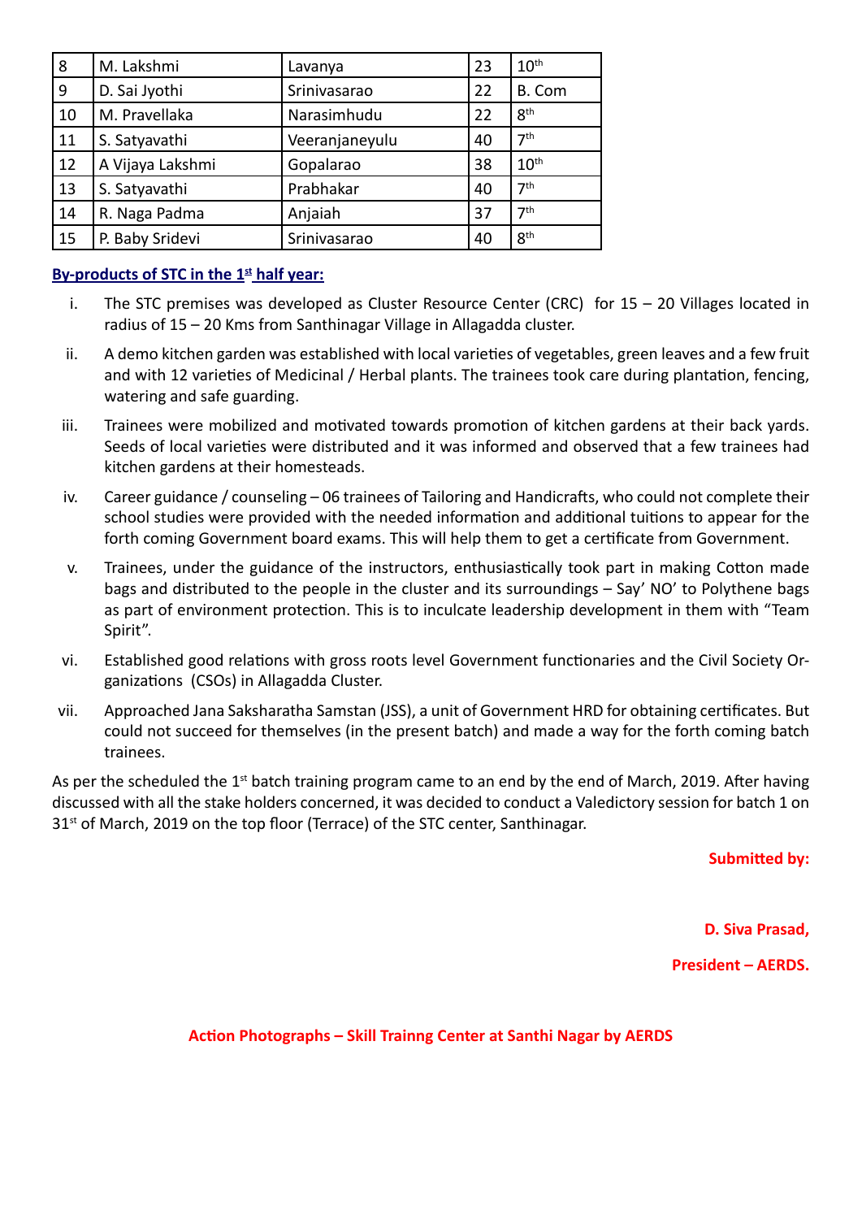| 8 | M. Lakshmi | Lavanya | 23 | 10th |
|---|---|---|---|---|
| 9 | D. Sai Jyothi | Srinivasarao | 22 | B. Com |
| 10 | M. Pravellaka | Narasimhudu | 22 | 8th |
| 11 | S. Satyavathi | Veeranjaneyulu | 40 | 7th |
| 12 | A Vijaya Lakshmi | Gopalarao | 38 | 10th |
| 13 | S. Satyavathi | Prabhakar | 40 | 7th |
| 14 | R. Naga Padma | Anjaiah | 37 | 7th |
| 15 | P. Baby Sridevi | Srinivasarao | 40 | 8th |

**By-products of STC in the 1st half year:**

i. The STC premises was developed as Cluster Resource Center (CRC) for 15 – 20 Villages located in radius of 15 – 20 Kms from Santhinagar Village in Allagadda cluster.

ii. A demo kitchen garden was established with local varieties of vegetables, green leaves and a few fruit and with 12 varieties of Medicinal / Herbal plants. The trainees took care during plantation, fencing, watering and safe guarding.

iii. Trainees were mobilized and motivated towards promotion of kitchen gardens at their back yards. Seeds of local varieties were distributed and it was informed and observed that a few trainees had kitchen gardens at their homesteads.

iv. Career guidance / counseling – 06 trainees of Tailoring and Handicrafts, who could not complete their school studies were provided with the needed information and additional tuitions to appear for the forth coming Government board exams. This will help them to get a certificate from Government.

v. Trainees, under the guidance of the instructors, enthusiastically took part in making Cotton made bags and distributed to the people in the cluster and its surroundings – Say' NO' to Polythene bags as part of environment protection. This is to inculcate leadership development in them with "Team Spirit".

vi. Established good relations with gross roots level Government functionaries and the Civil Society Organizations (CSOs) in Allagadda Cluster.

vii. Approached Jana Saksharatha Samstan (JSS), a unit of Government HRD for obtaining certificates. But could not succeed for themselves (in the present batch) and made a way for the forth coming batch trainees.

As per the scheduled the 1st batch training program came to an end by the end of March, 2019. After having discussed with all the stake holders concerned, it was decided to conduct a Valedictory session for batch 1 on 31st of March, 2019 on the top floor (Terrace) of the STC center, Santhinagar.

**Submitted by:**

**D. Siva Prasad,**

**President – AERDS.**

**Action Photographs – Skill Trainng Center at Santhi Nagar by AERDS**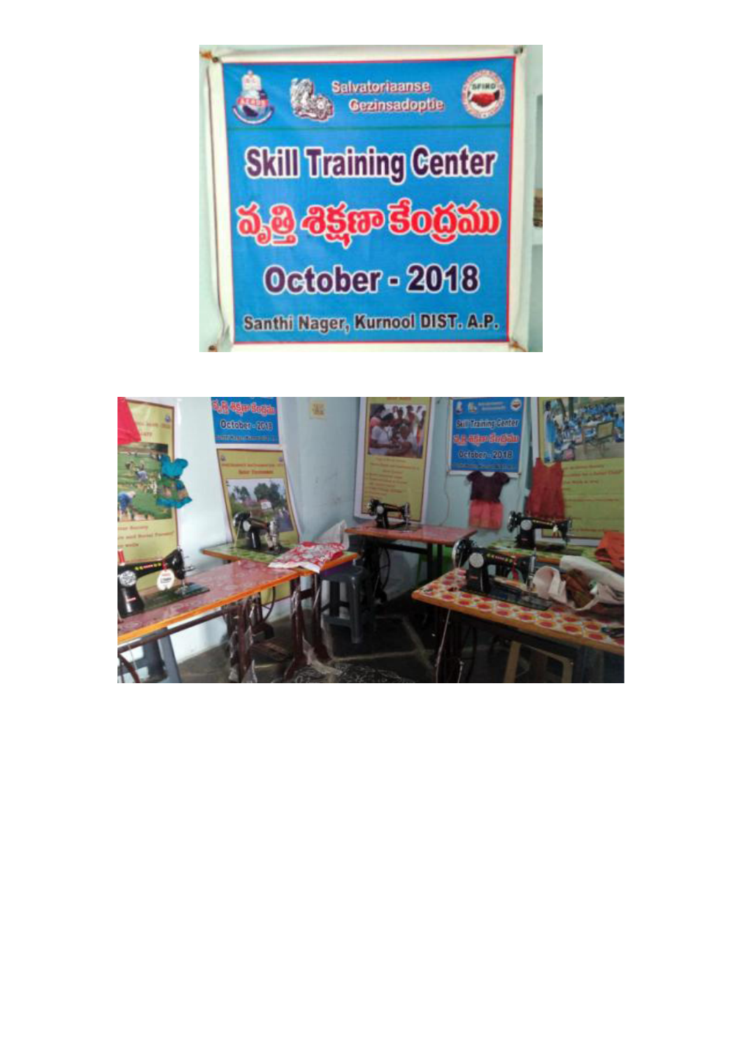Salvatoriaanse Gezinsadoptie

# Skill Training Center

# వృత్తి శిక్షణా కేంద్రము

## October - 2018

Santhi Nager, Kurnool DIST. A.P.